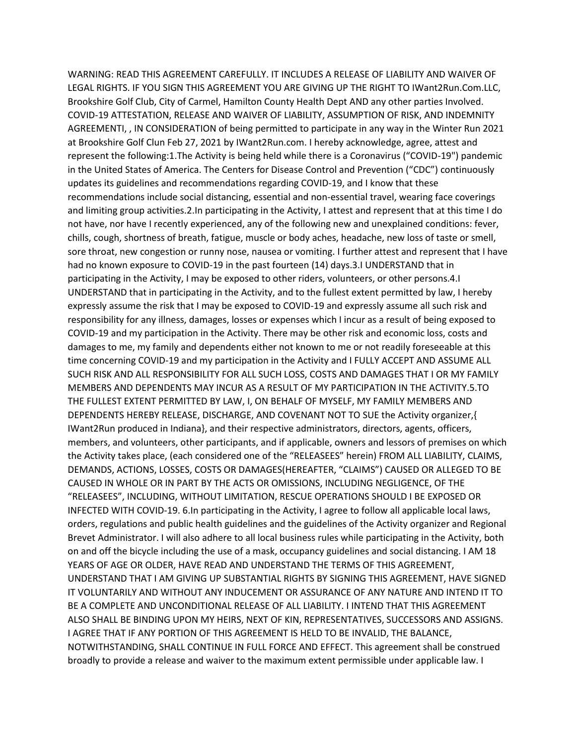WARNING: READ THIS AGREEMENT CAREFULLY. IT INCLUDES A RELEASE OF LIABILITY AND WAIVER OF LEGAL RIGHTS. IF YOU SIGN THIS AGREEMENT YOU ARE GIVING UP THE RIGHT TO IWant2Run.Com.LLC, Brookshire Golf Club, City of Carmel, Hamilton County Health Dept AND any other parties Involved. COVID-19 ATTESTATION, RELEASE AND WAIVER OF LIABILITY, ASSUMPTION OF RISK, AND INDEMNITY AGREEMENTI, , IN CONSIDERATION of being permitted to participate in any way in the Winter Run 2021 at Brookshire Golf Clun Feb 27, 2021 by IWant2Run.com. I hereby acknowledge, agree, attest and represent the following:1.The Activity is being held while there is a Coronavirus ("COVID-19") pandemic in the United States of America. The Centers for Disease Control and Prevention ("CDC") continuously updates its guidelines and recommendations regarding COVID-19, and I know that these recommendations include social distancing, essential and non-essential travel, wearing face coverings and limiting group activities.2.In participating in the Activity, I attest and represent that at this time I do not have, nor have I recently experienced, any of the following new and unexplained conditions: fever, chills, cough, shortness of breath, fatigue, muscle or body aches, headache, new loss of taste or smell, sore throat, new congestion or runny nose, nausea or vomiting. I further attest and represent that I have had no known exposure to COVID-19 in the past fourteen (14) days.3.I UNDERSTAND that in participating in the Activity, I may be exposed to other riders, volunteers, or other persons.4.I UNDERSTAND that in participating in the Activity, and to the fullest extent permitted by law, I hereby expressly assume the risk that I may be exposed to COVID-19 and expressly assume all such risk and responsibility for any illness, damages, losses or expenses which I incur as a result of being exposed to COVID-19 and my participation in the Activity. There may be other risk and economic loss, costs and damages to me, my family and dependents either not known to me or not readily foreseeable at this time concerning COVID-19 and my participation in the Activity and I FULLY ACCEPT AND ASSUME ALL SUCH RISK AND ALL RESPONSIBILITY FOR ALL SUCH LOSS, COSTS AND DAMAGES THAT I OR MY FAMILY MEMBERS AND DEPENDENTS MAY INCUR AS A RESULT OF MY PARTICIPATION IN THE ACTIVITY.5.TO THE FULLEST EXTENT PERMITTED BY LAW, I, ON BEHALF OF MYSELF, MY FAMILY MEMBERS AND DEPENDENTS HEREBY RELEASE, DISCHARGE, AND COVENANT NOT TO SUE the Activity organizer,{ IWant2Run produced in Indiana}, and their respective administrators, directors, agents, officers, members, and volunteers, other participants, and if applicable, owners and lessors of premises on which the Activity takes place, (each considered one of the "RELEASEES" herein) FROM ALL LIABILITY, CLAIMS, DEMANDS, ACTIONS, LOSSES, COSTS OR DAMAGES(HEREAFTER, "CLAIMS") CAUSED OR ALLEGED TO BE CAUSED IN WHOLE OR IN PART BY THE ACTS OR OMISSIONS, INCLUDING NEGLIGENCE, OF THE "RELEASEES", INCLUDING, WITHOUT LIMITATION, RESCUE OPERATIONS SHOULD I BE EXPOSED OR INFECTED WITH COVID-19. 6.In participating in the Activity, I agree to follow all applicable local laws, orders, regulations and public health guidelines and the guidelines of the Activity organizer and Regional Brevet Administrator. I will also adhere to all local business rules while participating in the Activity, both on and off the bicycle including the use of a mask, occupancy guidelines and social distancing. I AM 18 YEARS OF AGE OR OLDER, HAVE READ AND UNDERSTAND THE TERMS OF THIS AGREEMENT, UNDERSTAND THAT I AM GIVING UP SUBSTANTIAL RIGHTS BY SIGNING THIS AGREEMENT, HAVE SIGNED IT VOLUNTARILY AND WITHOUT ANY INDUCEMENT OR ASSURANCE OF ANY NATURE AND INTEND IT TO BE A COMPLETE AND UNCONDITIONAL RELEASE OF ALL LIABILITY. I INTEND THAT THIS AGREEMENT ALSO SHALL BE BINDING UPON MY HEIRS, NEXT OF KIN, REPRESENTATIVES, SUCCESSORS AND ASSIGNS. I AGREE THAT IF ANY PORTION OF THIS AGREEMENT IS HELD TO BE INVALID, THE BALANCE, NOTWITHSTANDING, SHALL CONTINUE IN FULL FORCE AND EFFECT. This agreement shall be construed broadly to provide a release and waiver to the maximum extent permissible under applicable law. I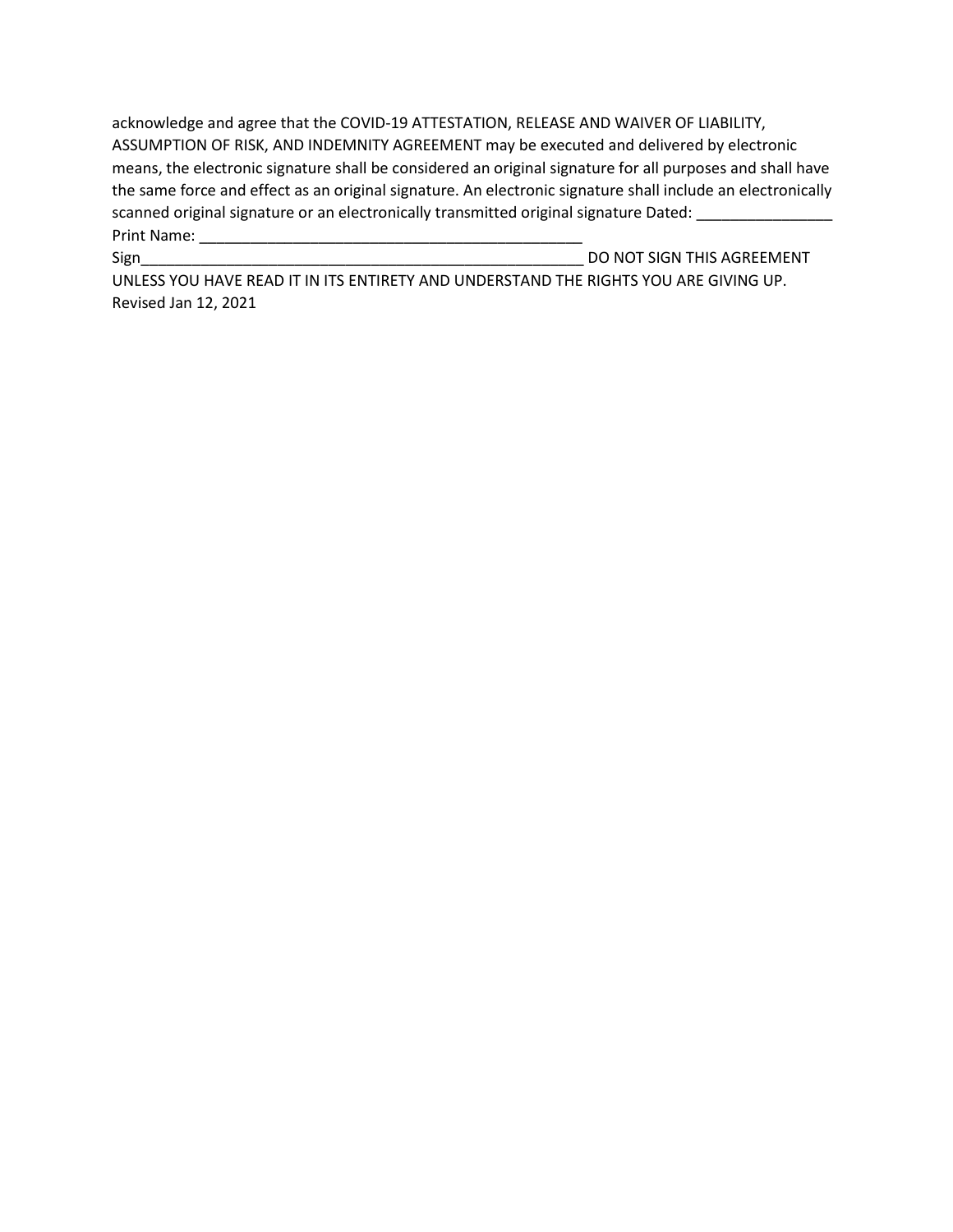acknowledge and agree that the COVID-19 ATTESTATION, RELEASE AND WAIVER OF LIABILITY, ASSUMPTION OF RISK, AND INDEMNITY AGREEMENT may be executed and delivered by electronic means, the electronic signature shall be considered an original signature for all purposes and shall have the same force and effect as an original signature. An electronic signature shall include an electronically scanned original signature or an electronically transmitted original signature Dated: ________________

Print Name: _______________________________________________

Sign_______________________________________________________ DO NOT SIGN THIS AGREEMENT UNLESS YOU HAVE READ IT IN ITS ENTIRETY AND UNDERSTAND THE RIGHTS YOU ARE GIVING UP.

Revised Jan 12, 2021